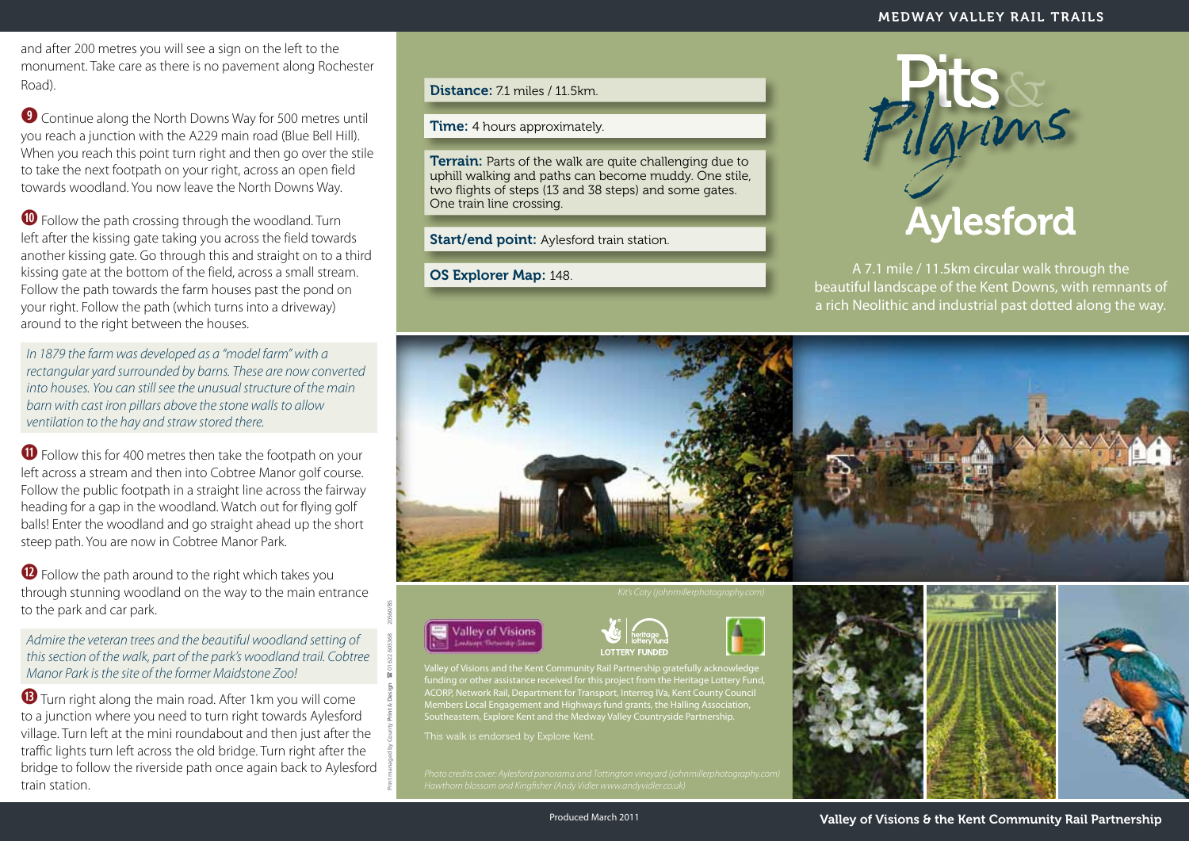and after 200 metres you will see a sign on the left to the monument. Take care as there is no pavement along Rochester Road).

**9** Continue along the North Downs Way for 500 metres until you reach a junction with the A229 main road (Blue Bell Hill). When you reach this point turn right and then go over the stile to take the next footpath on your right, across an open field towards woodland. You now leave the North Downs Way.

**10** Follow the path crossing through the woodland. Turn left after the kissing gate taking you across the field towards another kissing gate. Go through this and straight on to a third kissing gate at the bottom of the field, across a small stream. Follow the path towards the farm houses past the pond on your right. Follow the path (which turns into a driveway) around to the right between the houses.

*In 1879 the farm was developed as a "model farm" with a rectangular yard surrounded by barns. These are now converted into houses. You can still see the unusual structure of the main barn with cast iron pillars above the stone walls to allow ventilation to the hay and straw stored there.*

**11** Follow this for 400 metres then take the footpath on your left across a stream and then into Cobtree Manor golf course. Follow the public footpath in a straight line across the fairway heading for a gap in the woodland. Watch out for flying golf balls! Enter the woodland and go straight ahead up the short steep path. You are now in Cobtree Manor Park.

**12** Follow the path around to the right which takes you through stunning woodland on the way to the main entrance to the park and car park.

*Admire the veteran trees and the beautiful woodland setting of this section of the walk, part of the park's woodland trail. Cobtree Manor Park is the site of the former Maidstone Zoo!*

**13** Turn right along the main road. After 1km you will come to a junction where you need to turn right towards Aylesford village. Turn left at the mini roundabout and then just after the traffic lights turn left across the old bridge. Turn right after the bridge to follow the riverside path once again back to Aylesford train station.

Print managed by County Print & Design ☎ 01622 605368 20560/85

**Distance:** 7.1 miles / 11.5km.

**Time:** 4 hours approximately.

**Terrain:** Parts of the walk are quite challenging due to uphill walking and paths can become muddy. One stile, two flights of steps (13 and 38 steps) and some gates. One train line crossing.

**Start/end point:** Aylesford train station.

**OS Explorer Map:** 148.

# Pits & Pilgrims Aylesford

A 7.1 mile / 11.5km circular walk through the beautiful landscape of the Kent Downs, with remnants of a rich Neolithic and industrial past dotted along the way.

*Kit's Coty (johnmillerphotography.com)*

Valley of Visions Landscape Partnership Scheme

heritage lottery fund LOTTERY FUNDED

Valley of Visions and the Kent Community Rail Partnership gratefully acknowledge funding or other assistance received for this project from the Heritage Lottery Fund, ACORP, Network Rail, Department for Transport, Interreg IVa, Kent County Council Members Local Engagement and Highways fund grants, the Halling Association, Southeastern, Explore Kent and the Medway Valley Countryside Partnership.

This walk is endorsed by Explore Kent.

*Photo credits cover: Aylesford panorama and Tottington vineyard (johnmillerphotography.com) Hawthorn blossom and Kingfisher (Andy Vidler www.andyvidler.co.uk)*

Produced March 2011

Valley of Visions & the Kent Community Rail Partnership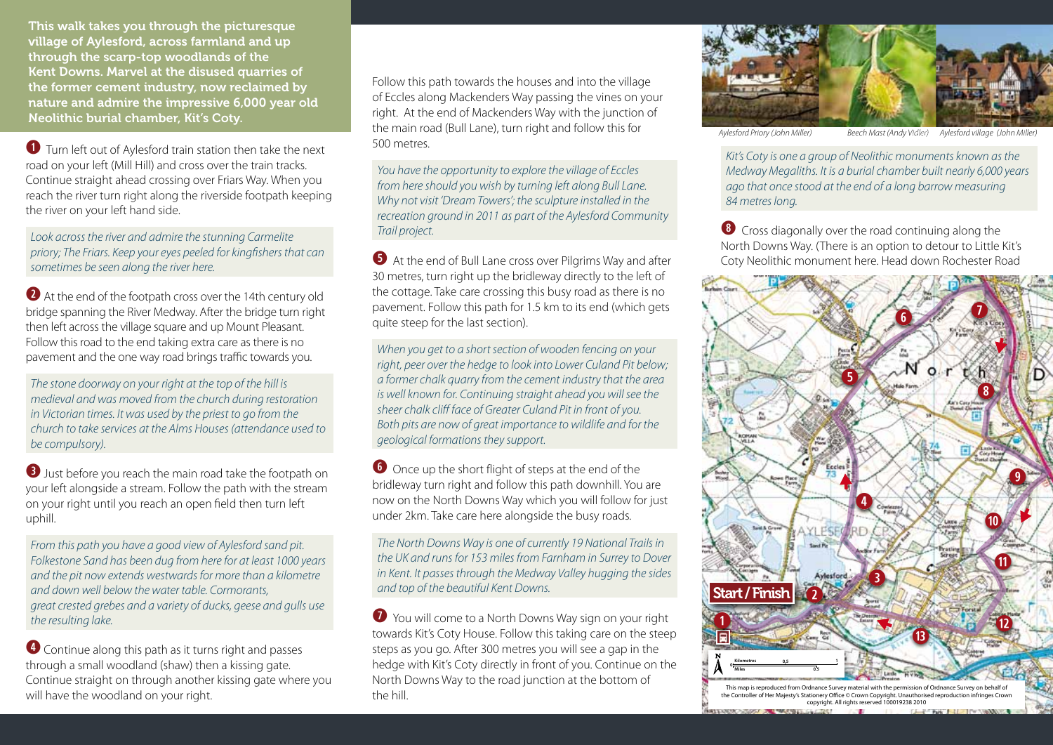**This walk takes you through the picturesque village of Aylesford, across farmland and up through the scarp-top woodlands of the Kent Downs. Marvel at the disused quarries of the former cement industry, now reclaimed by nature and admire the impressive 6,000 year old Neolithic burial chamber, Kit's Coty.**

**1** Turn left out of Aylesford train station then take the next road on your left (Mill Hill) and cross over the train tracks. Continue straight ahead crossing over Friars Way. When you reach the river turn right along the riverside footpath keeping the river on your left hand side.

*Look across the river and admire the stunning Carmelite priory; The Friars. Keep your eyes peeled for kingfishers that can sometimes be seen along the river here.*

**2** At the end of the footpath cross over the 14th century old bridge spanning the River Medway. After the bridge turn right then left across the village square and up Mount Pleasant. Follow this road to the end taking extra care as there is no pavement and the one way road brings traffic towards you.

*The stone doorway on your right at the top of the hill is medieval and was moved from the church during restoration in Victorian times. It was used by the priest to go from the church to take services at the Alms Houses (attendance used to be compulsory).*

**3** Just before you reach the main road take the footpath on your left alongside a stream. Follow the path with the stream on your right until you reach an open field then turn left uphill.

*From this path you have a good view of Aylesford sand pit. Folkestone Sand has been dug from here for at least 1000 years and the pit now extends westwards for more than a kilometre and down well below the water table. Cormorants, great crested grebes and a variety of ducks, geese and gulls use the resulting lake.*

**4** Continue along this path as it turns right and passes through a small woodland (shaw) then a kissing gate. Continue straight on through another kissing gate where you will have the woodland on your right.

Follow this path towards the houses and into the village of Eccles along Mackenders Way passing the vines on your right. At the end of Mackenders Way with the junction of the main road (Bull Lane), turn right and follow this for 500 metres.

*You have the opportunity to explore the village of Eccles from here should you wish by turning left along Bull Lane. Why not visit 'Dream Towers'; the sculpture installed in the recreation ground in 2011 as part of the Aylesford Community Trail project.*

**5** At the end of Bull Lane cross over Pilgrims Way and after 30 metres, turn right up the bridleway directly to the left of the cottage. Take care crossing this busy road as there is no pavement. Follow this path for 1.5 km to its end (which gets quite steep for the last section).

*When you get to a short section of wooden fencing on your right, peer over the hedge to look into Lower Culand Pit below; a former chalk quarry from the cement industry that the area is well known for. Continuing straight ahead you will see the sheer chalk cliff face of Greater Culand Pit in front of you. Both pits are now of great importance to wildlife and for the geological formations they support.*

**6** Once up the short flight of steps at the end of the bridleway turn right and follow this path downhill. You are now on the North Downs Way which you will follow for just under 2km. Take care here alongside the busy roads.

*The North Downs Way is one of currently 19 National Trails in the UK and runs for 153 miles from Farnham in Surrey to Dover in Kent. It passes through the Medway Valley hugging the sides and top of the beautiful Kent Downs.*

**7** You will come to a North Downs Way sign on your right towards Kit's Coty House. Follow this taking care on the steep steps as you go. After 300 metres you will see a gap in the hedge with Kit's Coty directly in front of you. Continue on the North Downs Way to the road junction at the bottom of the hill.

Aylesford Priory (John Miller) Beech Mast (Andy Vidler) Aylesford village (John Miller)

*Kit's Coty is one a group of Neolithic monuments known as the Medway Megaliths. It is a burial chamber built nearly 6,000 years ago that once stood at the end of a long barrow measuring 84 metres long.*

**8** Cross diagonally over the road continuing along the North Downs Way. (There is an option to detour to Little Kit's Coty Neolithic monument here. Head down Rochester Road

Start / Finish

This map is reproduced from Ordnance Survey material with the permission of Ordnance Survey on behalf of the Controller of Her Majesty's Stationery Office © Crown Copyright. Unauthorised reproduction infringes Crown copyright. All rights reserved 100019238 2010